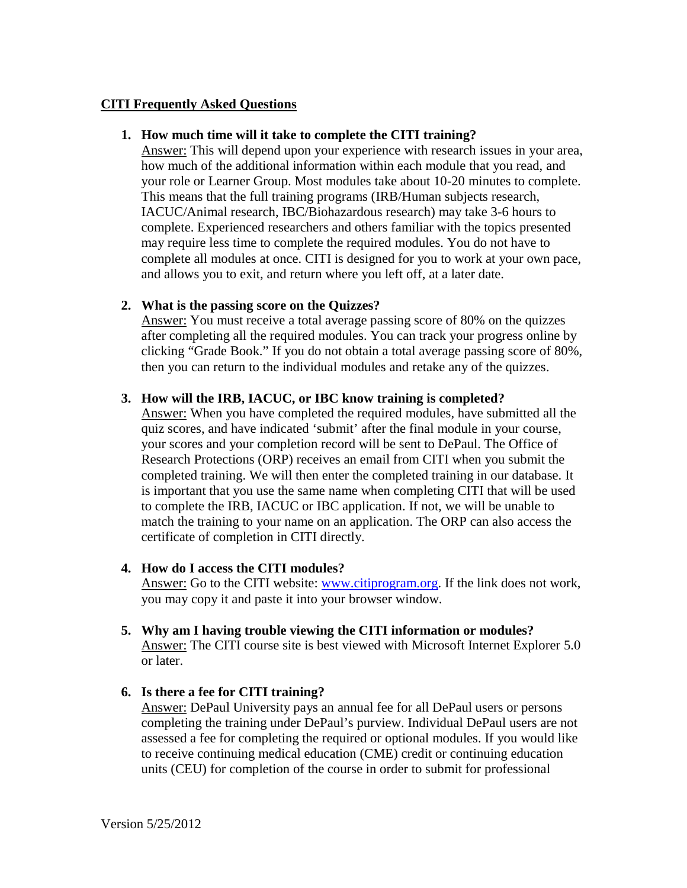**CITI Frequently Asked Questions**

1. **How much time will it take to complete the CITI training?**
   Answer: This will depend upon your experience with research issues in your area, how much of the additional information within each module that you read, and your role or Learner Group. Most modules take about 10-20 minutes to complete. This means that the full training programs (IRB/Human subjects research, IACUC/Animal research, IBC/Biohazardous research) may take 3-6 hours to complete. Experienced researchers and others familiar with the topics presented may require less time to complete the required modules. You do not have to complete all modules at once. CITI is designed for you to work at your own pace, and allows you to exit, and return where you left off, at a later date.

2. **What is the passing score on the Quizzes?**
   Answer: You must receive a total average passing score of 80% on the quizzes after completing all the required modules. You can track your progress online by clicking "Grade Book." If you do not obtain a total average passing score of 80%, then you can return to the individual modules and retake any of the quizzes.

3. **How will the IRB, IACUC, or IBC know training is completed?**
   Answer: When you have completed the required modules, have submitted all the quiz scores, and have indicated 'submit' after the final module in your course, your scores and your completion record will be sent to DePaul. The Office of Research Protections (ORP) receives an email from CITI when you submit the completed training. We will then enter the completed training in our database. It is important that you use the same name when completing CITI that will be used to complete the IRB, IACUC or IBC application. If not, we will be unable to match the training to your name on an application. The ORP can also access the certificate of completion in CITI directly.

4. **How do I access the CITI modules?**
   Answer: Go to the CITI website: [www.citiprogram.org](http://www.citiprogram.org). If the link does not work, you may copy it and paste it into your browser window.

5. **Why am I having trouble viewing the CITI information or modules?**
   Answer: The CITI course site is best viewed with Microsoft Internet Explorer 5.0 or later.

6. **Is there a fee for CITI training?**
   Answer: DePaul University pays an annual fee for all DePaul users or persons completing the training under DePaul's purview. Individual DePaul users are not assessed a fee for completing the required or optional modules. If you would like to receive continuing medical education (CME) credit or continuing education units (CEU) for completion of the course in order to submit for professional

Version 5/25/2012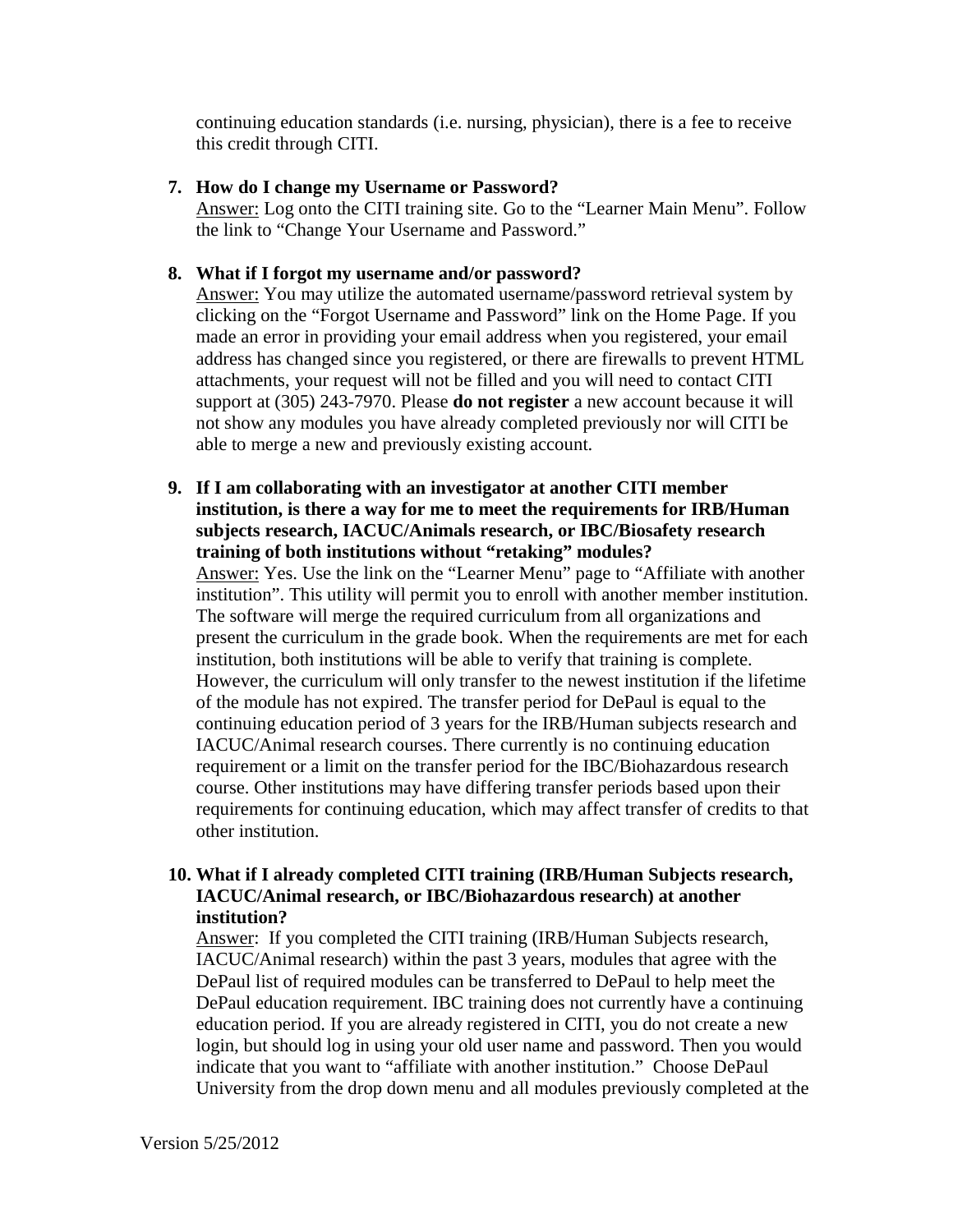continuing education standards (i.e. nursing, physician), there is a fee to receive this credit through CITI.

7. **How do I change my Username or Password?**
   Answer: Log onto the CITI training site. Go to the "Learner Main Menu". Follow the link to "Change Your Username and Password."

8. **What if I forgot my username and/or password?**
   Answer: You may utilize the automated username/password retrieval system by clicking on the "Forgot Username and Password" link on the Home Page. If you made an error in providing your email address when you registered, your email address has changed since you registered, or there are firewalls to prevent HTML attachments, your request will not be filled and you will need to contact CITI support at (305) 243-7970. Please **do not register** a new account because it will not show any modules you have already completed previously nor will CITI be able to merge a new and previously existing account.

9. **If I am collaborating with an investigator at another CITI member institution, is there a way for me to meet the requirements for IRB/Human subjects research, IACUC/Animals research, or IBC/Biosafety research training of both institutions without "retaking" modules?**
   Answer: Yes. Use the link on the "Learner Menu" page to "Affiliate with another institution". This utility will permit you to enroll with another member institution. The software will merge the required curriculum from all organizations and present the curriculum in the grade book. When the requirements are met for each institution, both institutions will be able to verify that training is complete. However, the curriculum will only transfer to the newest institution if the lifetime of the module has not expired. The transfer period for DePaul is equal to the continuing education period of 3 years for the IRB/Human subjects research and IACUC/Animal research courses. There currently is no continuing education requirement or a limit on the transfer period for the IBC/Biohazardous research course. Other institutions may have differing transfer periods based upon their requirements for continuing education, which may affect transfer of credits to that other institution.

10. **What if I already completed CITI training (IRB/Human Subjects research, IACUC/Animal research, or IBC/Biohazardous research) at another institution?**
    Answer: If you completed the CITI training (IRB/Human Subjects research, IACUC/Animal research) within the past 3 years, modules that agree with the DePaul list of required modules can be transferred to DePaul to help meet the DePaul education requirement. IBC training does not currently have a continuing education period. If you are already registered in CITI, you do not create a new login, but should log in using your old user name and password. Then you would indicate that you want to "affiliate with another institution." Choose DePaul University from the drop down menu and all modules previously completed at the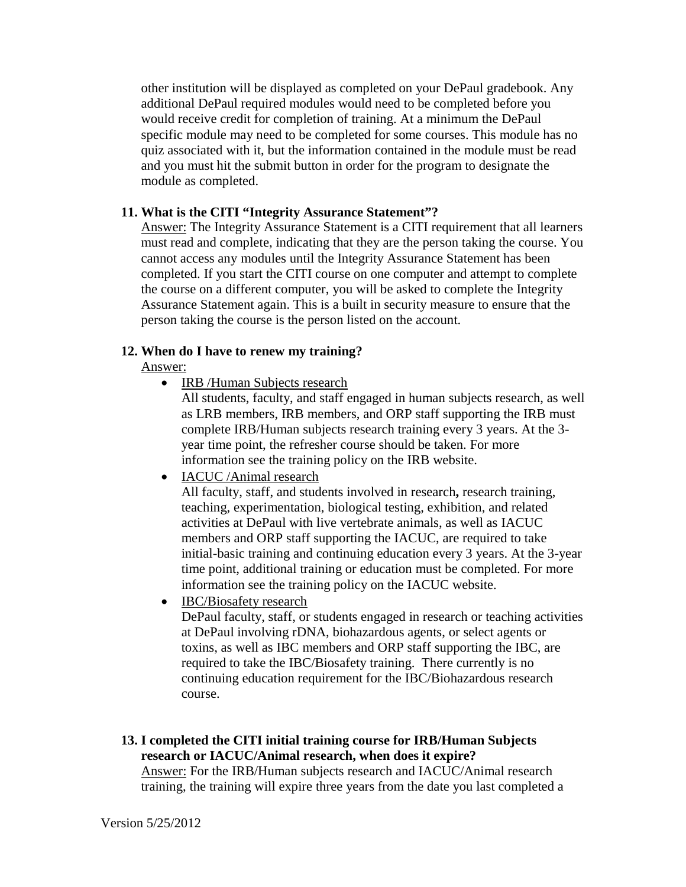other institution will be displayed as completed on your DePaul gradebook. Any additional DePaul required modules would need to be completed before you would receive credit for completion of training. At a minimum the DePaul specific module may need to be completed for some courses. This module has no quiz associated with it, but the information contained in the module must be read and you must hit the submit button in order for the program to designate the module as completed.

**11. What is the CITI "Integrity Assurance Statement"?**

Answer: The Integrity Assurance Statement is a CITI requirement that all learners must read and complete, indicating that they are the person taking the course. You cannot access any modules until the Integrity Assurance Statement has been completed. If you start the CITI course on one computer and attempt to complete the course on a different computer, you will be asked to complete the Integrity Assurance Statement again. This is a built in security measure to ensure that the person taking the course is the person listed on the account.

**12. When do I have to renew my training?**

Answer:

- IRB /Human Subjects research
  All students, faculty, and staff engaged in human subjects research, as well as LRB members, IRB members, and ORP staff supporting the IRB must complete IRB/Human subjects research training every 3 years. At the 3-year time point, the refresher course should be taken. For more information see the training policy on the IRB website.
- IACUC /Animal research
  All faculty, staff, and students involved in research**,** research training, teaching, experimentation, biological testing, exhibition, and related activities at DePaul with live vertebrate animals, as well as IACUC members and ORP staff supporting the IACUC, are required to take initial-basic training and continuing education every 3 years. At the 3-year time point, additional training or education must be completed. For more information see the training policy on the IACUC website.
- IBC/Biosafety research
  DePaul faculty, staff, or students engaged in research or teaching activities at DePaul involving rDNA, biohazardous agents, or select agents or toxins, as well as IBC members and ORP staff supporting the IBC, are required to take the IBC/Biosafety training. There currently is no continuing education requirement for the IBC/Biohazardous research course.

**13. I completed the CITI initial training course for IRB/Human Subjects research or IACUC/Animal research, when does it expire?**

Answer: For the IRB/Human subjects research and IACUC/Animal research training, the training will expire three years from the date you last completed a

Version 5/25/2012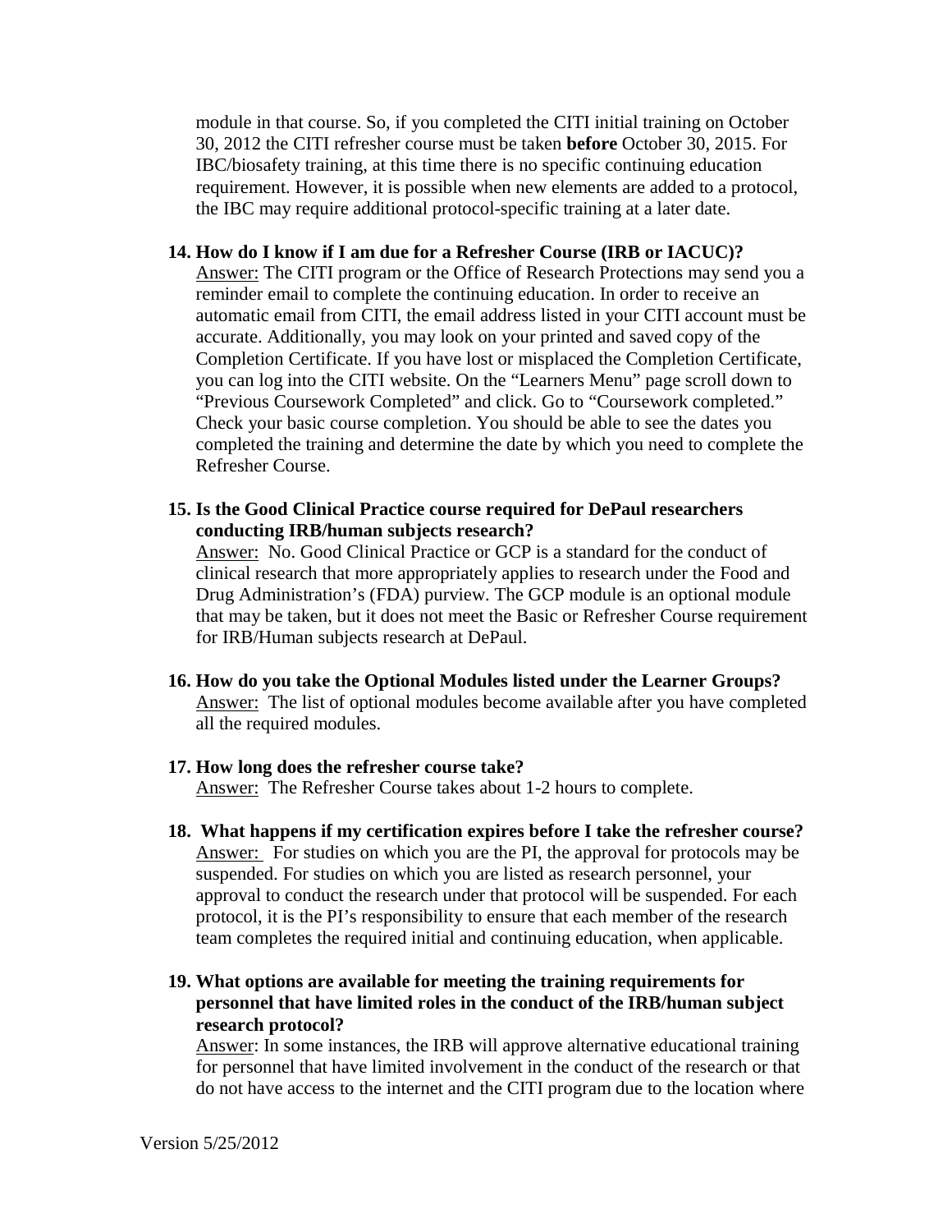module in that course. So, if you completed the CITI initial training on October 30, 2012 the CITI refresher course must be taken **before** October 30, 2015. For IBC/biosafety training, at this time there is no specific continuing education requirement. However, it is possible when new elements are added to a protocol, the IBC may require additional protocol-specific training at a later date.

14. **How do I know if I am due for a Refresher Course (IRB or IACUC)?**
    Answer: The CITI program or the Office of Research Protections may send you a reminder email to complete the continuing education. In order to receive an automatic email from CITI, the email address listed in your CITI account must be accurate. Additionally, you may look on your printed and saved copy of the Completion Certificate. If you have lost or misplaced the Completion Certificate, you can log into the CITI website. On the "Learners Menu" page scroll down to "Previous Coursework Completed" and click. Go to "Coursework completed." Check your basic course completion. You should be able to see the dates you completed the training and determine the date by which you need to complete the Refresher Course.

15. **Is the Good Clinical Practice course required for DePaul researchers conducting IRB/human subjects research?**
    Answer: No. Good Clinical Practice or GCP is a standard for the conduct of clinical research that more appropriately applies to research under the Food and Drug Administration's (FDA) purview. The GCP module is an optional module that may be taken, but it does not meet the Basic or Refresher Course requirement for IRB/Human subjects research at DePaul.

16. **How do you take the Optional Modules listed under the Learner Groups?**
    Answer: The list of optional modules become available after you have completed all the required modules.

17. **How long does the refresher course take?**
    Answer: The Refresher Course takes about 1-2 hours to complete.

18. **What happens if my certification expires before I take the refresher course?**
    Answer: For studies on which you are the PI, the approval for protocols may be suspended. For studies on which you are listed as research personnel, your approval to conduct the research under that protocol will be suspended. For each protocol, it is the PI's responsibility to ensure that each member of the research team completes the required initial and continuing education, when applicable.

19. **What options are available for meeting the training requirements for personnel that have limited roles in the conduct of the IRB/human subject research protocol?**
    Answer: In some instances, the IRB will approve alternative educational training for personnel that have limited involvement in the conduct of the research or that do not have access to the internet and the CITI program due to the location where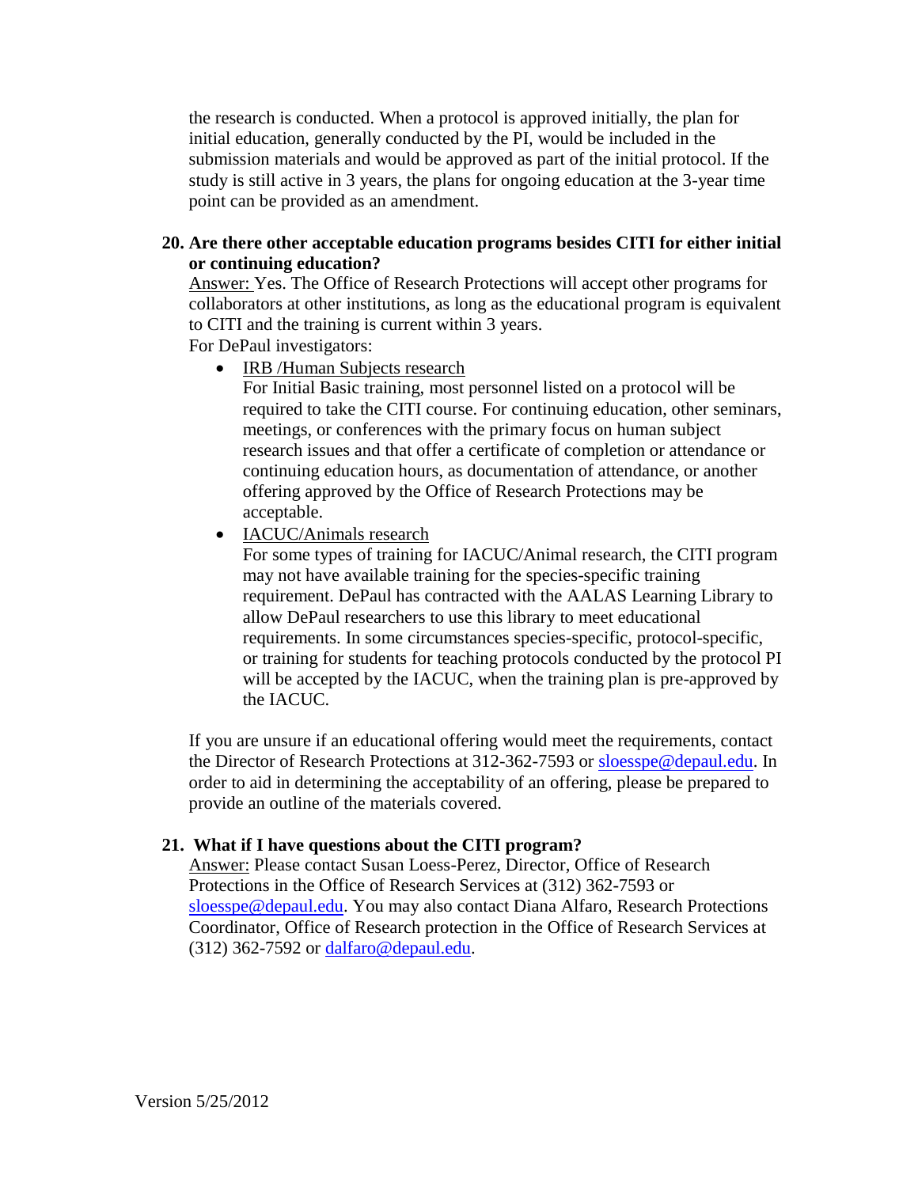the research is conducted. When a protocol is approved initially, the plan for initial education, generally conducted by the PI, would be included in the submission materials and would be approved as part of the initial protocol. If the study is still active in 3 years, the plans for ongoing education at the 3-year time point can be provided as an amendment.

**20. Are there other acceptable education programs besides CITI for either initial or continuing education?**

Answer: Yes. The Office of Research Protections will accept other programs for collaborators at other institutions, as long as the educational program is equivalent to CITI and the training is current within 3 years.

For DePaul investigators:

- IRB /Human Subjects research
  For Initial Basic training, most personnel listed on a protocol will be required to take the CITI course. For continuing education, other seminars, meetings, or conferences with the primary focus on human subject research issues and that offer a certificate of completion or attendance or continuing education hours, as documentation of attendance, or another offering approved by the Office of Research Protections may be acceptable.
- IACUC/Animals research
  For some types of training for IACUC/Animal research, the CITI program may not have available training for the species-specific training requirement. DePaul has contracted with the AALAS Learning Library to allow DePaul researchers to use this library to meet educational requirements. In some circumstances species-specific, protocol-specific, or training for students for teaching protocols conducted by the protocol PI will be accepted by the IACUC, when the training plan is pre-approved by the IACUC.

If you are unsure if an educational offering would meet the requirements, contact the Director of Research Protections at 312-362-7593 or sloesspe@depaul.edu. In order to aid in determining the acceptability of an offering, please be prepared to provide an outline of the materials covered.

**21. What if I have questions about the CITI program?**

Answer: Please contact Susan Loess-Perez, Director, Office of Research Protections in the Office of Research Services at (312) 362-7593 or sloesspe@depaul.edu. You may also contact Diana Alfaro, Research Protections Coordinator, Office of Research protection in the Office of Research Services at (312) 362-7592 or dalfaro@depaul.edu.

Version 5/25/2012